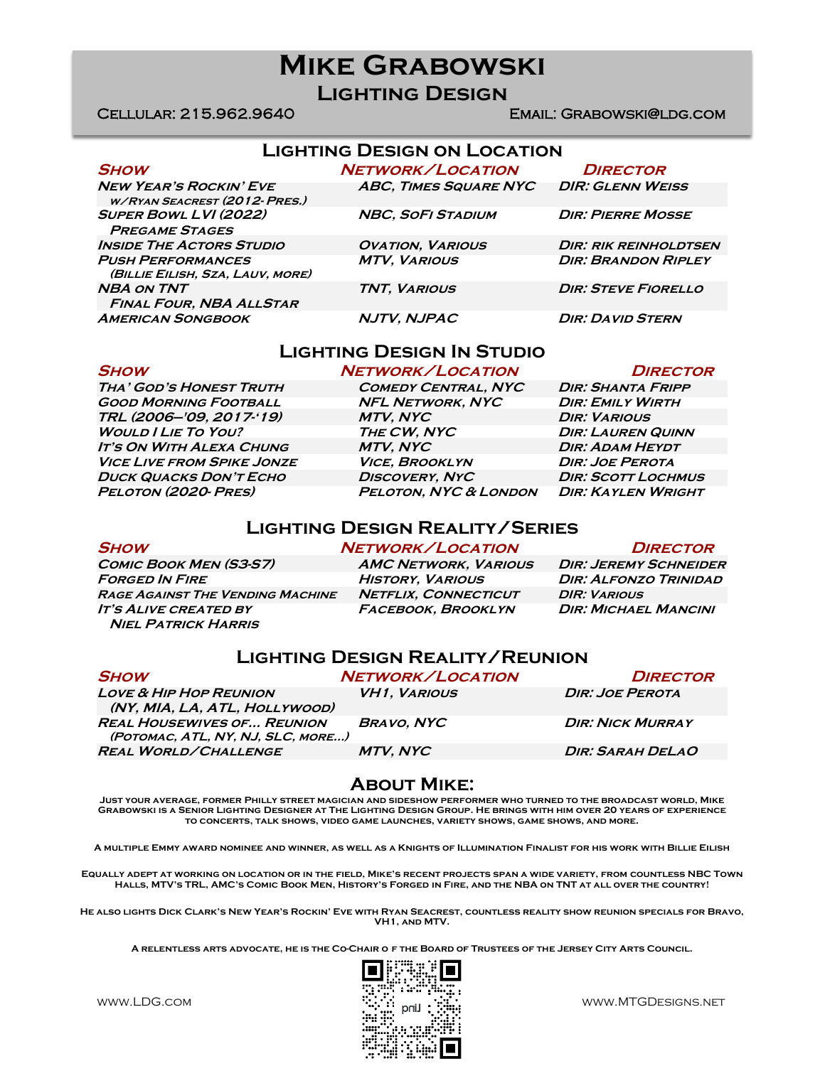# Mike Grabowski

## Lighting Design

Cellular: 215.962.9640 Email: Grabowski@ldg.com

## Lighting Design on Location

| Show | Network/Location | Director |
|---|---|---|
| New Year's Rockin' Eve w/Ryan Seacrest (2012-Pres.) | ABC, Times Square NYC | Dir: Glenn Weiss |
| Super Bowl LVI (2022) Pregame Stages | NBC, SoFi Stadium | Dir: Pierre Mosse |
| Inside The Actors Studio | Ovation, Various | Dir: Rik Reinholdtsen |
| Push Performances (Billie Eilish, SZA, Lauv, more) | MTV, Various | Dir: Brandon Ripley |
| NBA on TNT Final Four, NBA AllStar | TNT, Various | Dir: Steve Fiorello |
| American Songbook | NJTV, NJPAC | Dir: David Stern |

## Lighting Design In Studio

| Show | Network/Location | Director |
|---|---|---|
| Tha' God's Honest Truth | Comedy Central, NYC | Dir: Shanta Fripp |
| Good Morning Football | NFL Network, NYC | Dir: Emily Wirth |
| TRL (2006–'09, 2017-'19) | MTV, NYC | Dir: Various |
| Would I Lie To You? | The CW, NYC | Dir: Lauren Quinn |
| It's On With Alexa Chung | MTV, NYC | Dir: Adam Heydt |
| Vice Live from Spike Jonze | Vice, Brooklyn | Dir: Joe Perota |
| Duck Quacks Don't Echo | Discovery, NYC | Dir: Scott Lochmus |
| Peloton (2020-Pres) | Peloton, NYC & London | Dir: Kaylen Wright |

## Lighting Design Reality/Series

| Show | Network/Location | Director |
|---|---|---|
| Comic Book Men (S3-S7) | AMC Network, Various | Dir: Jeremy Schneider |
| Forged In Fire | History, Various | Dir: Alfonzo Trinidad |
| Rage Against The Vending Machine | Netflix, Connecticut | Dir: Various |
| It's Alive created by Niel Patrick Harris | Facebook, Brooklyn | Dir: Michael Mancini |

## Lighting Design Reality/Reunion

| Show | Network/Location | Director |
|---|---|---|
| Love & Hip Hop Reunion (NY, MIA, LA, ATL, Hollywood) | VH1, Various | Dir: Joe Perota |
| Real Housewives of... Reunion (Potomac, ATL, NY, NJ, SLC, more...) | Bravo, NYC | Dir: Nick Murray |
| Real World/Challenge | MTV, NYC | Dir: Sarah DeLao |

## About Mike:

Just your average, former Philly street magician and sideshow performer who turned to the broadcast world, Mike Grabowski is a Senior Lighting Designer at The Lighting Design Group. He brings with him over 20 years of experience to concerts, talk shows, video game launches, variety shows, game shows, and more.

A multiple Emmy award nominee and winner, as well as a Knights of Illumination Finalist for his work with Billie Eilish

Equally adept at working on location or in the field, Mike's recent projects span a wide variety, from countless NBC Town Halls, MTV's TRL, AMC's Comic Book Men, History's Forged in Fire, and the NBA on TNT at all over the country!

He also lights Dick Clark's New Year's Rockin' Eve with Ryan Seacrest, countless reality show reunion specials for Bravo, VH1, and MTV.

A relentless arts advocate, he is the Co-Chair o f the Board of Trustees of the Jersey City Arts Council.

www.LDG.com www.MTGDesigns.net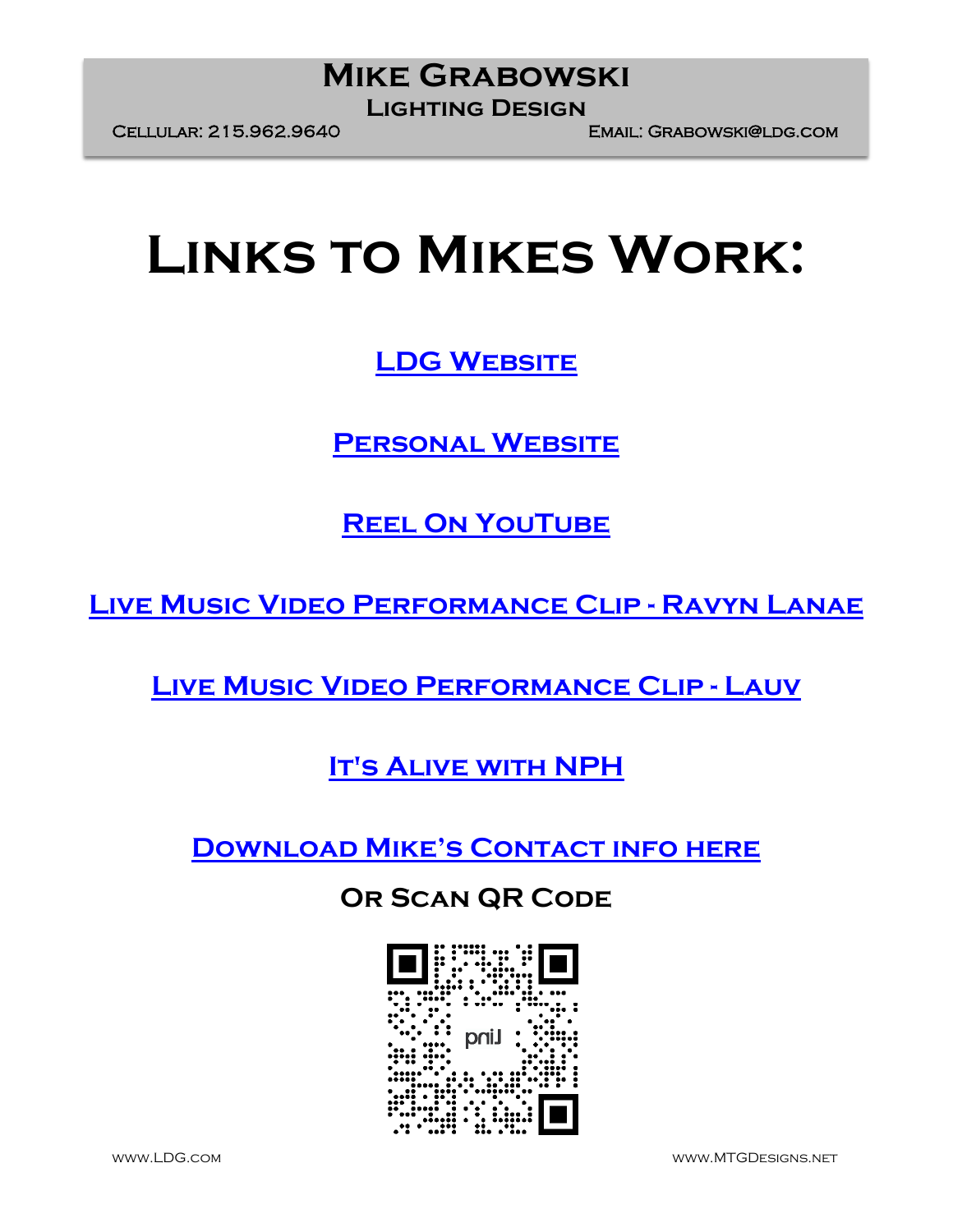**Mike Grabowski**

**Lighting Design**

Cellular: 215.962.9640 Email: Grabowski@LDG.com

# Links to Mikes Work:

LDG Website

Personal Website

Reel On YouTube

Live Music Video Performance Clip - Ravyn Lanae

Live Music Video Performance Clip - Lauv

It's Alive with NPH

Download Mike's Contact info here

**Or Scan QR Code**

www.LDG.com www.MTGDesigns.net